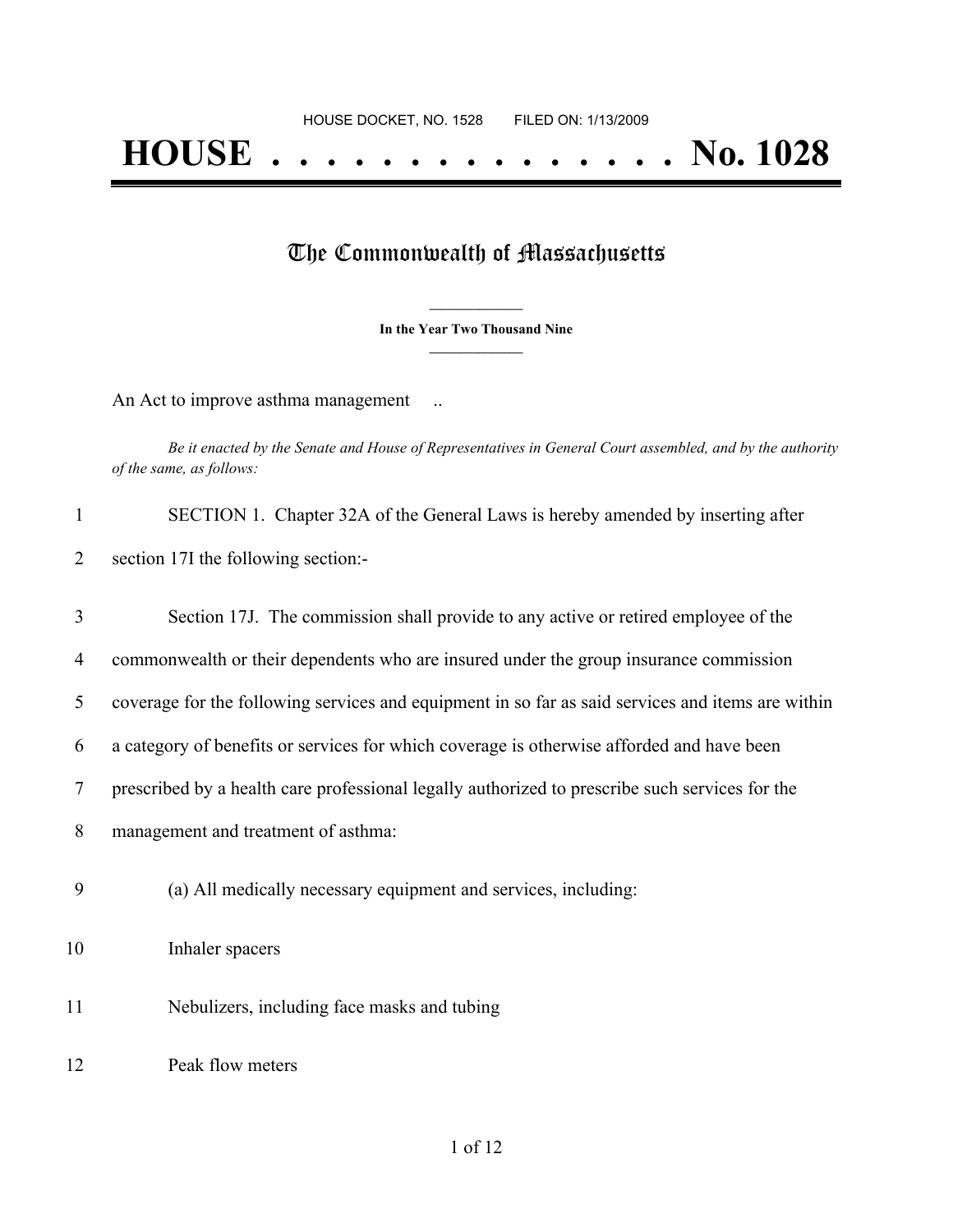HOUSE DOCKET, NO. 1528 FILED ON: 1/13/2009

# HOUSE . . . . . . . . . . . . . . . No. 1028

## The Commonwealth of Massachusetts

**In the Year Two Thousand Nine**

An Act to improve asthma management ..

*Be it enacted by the Senate and House of Representatives in General Court assembled, and by the authority of the same, as follows:*

1 SECTION 1. Chapter 32A of the General Laws is hereby amended by inserting after
2 section 17I the following section:-

3 Section 17J. The commission shall provide to any active or retired employee of the
4 commonwealth or their dependents who are insured under the group insurance commission
5 coverage for the following services and equipment in so far as said services and items are within
6 a category of benefits or services for which coverage is otherwise afforded and have been
7 prescribed by a health care professional legally authorized to prescribe such services for the
8 management and treatment of asthma:

9 (a) All medically necessary equipment and services, including:

10 Inhaler spacers

11 Nebulizers, including face masks and tubing

12 Peak flow meters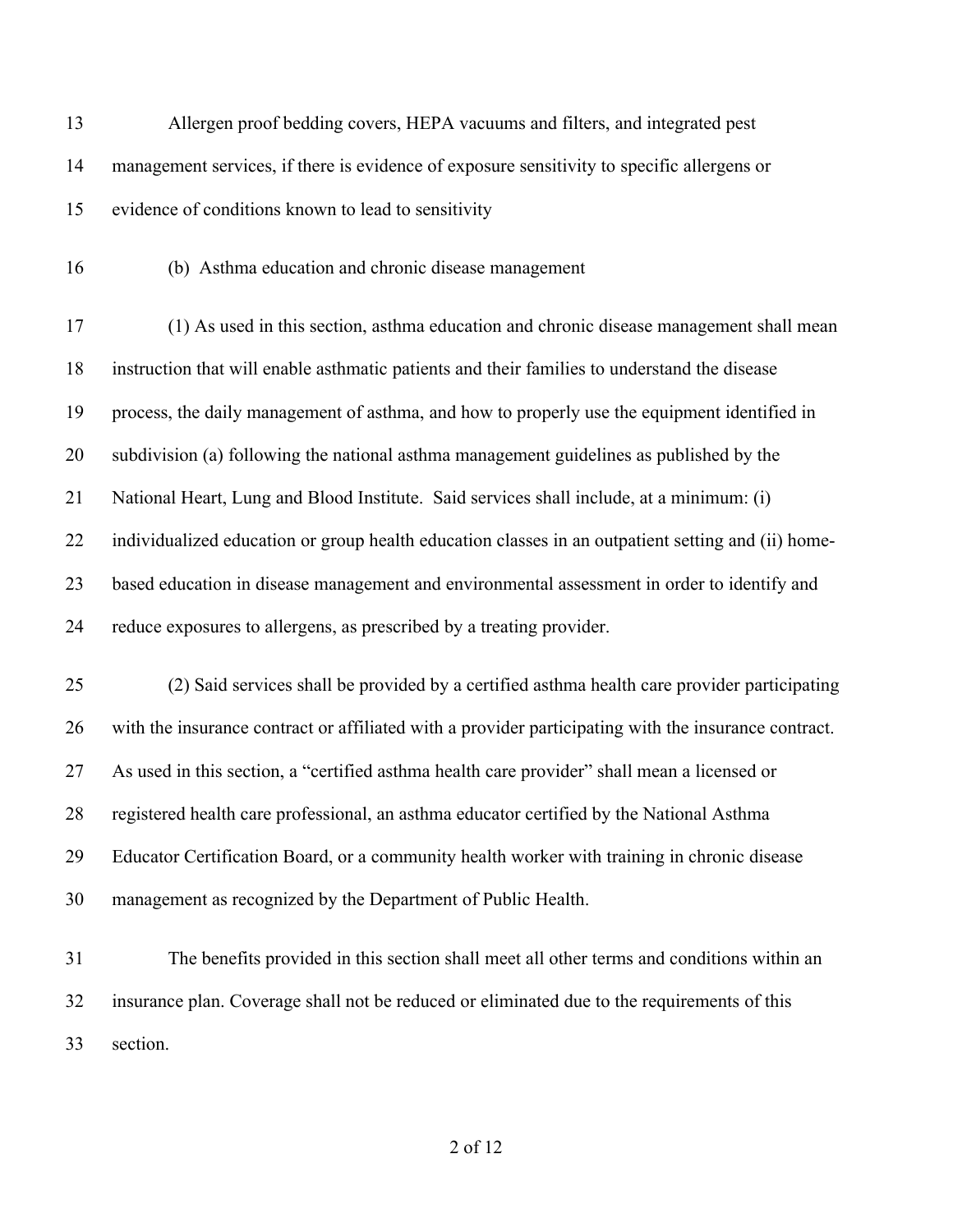Allergen proof bedding covers, HEPA vacuums and filters, and integrated pest management services, if there is evidence of exposure sensitivity to specific allergens or evidence of conditions known to lead to sensitivity

(b) Asthma education and chronic disease management

(1) As used in this section, asthma education and chronic disease management shall mean instruction that will enable asthmatic patients and their families to understand the disease process, the daily management of asthma, and how to properly use the equipment identified in subdivision (a) following the national asthma management guidelines as published by the National Heart, Lung and Blood Institute. Said services shall include, at a minimum: (i) individualized education or group health education classes in an outpatient setting and (ii) home-based education in disease management and environmental assessment in order to identify and reduce exposures to allergens, as prescribed by a treating provider.

(2) Said services shall be provided by a certified asthma health care provider participating with the insurance contract or affiliated with a provider participating with the insurance contract. As used in this section, a "certified asthma health care provider" shall mean a licensed or registered health care professional, an asthma educator certified by the National Asthma Educator Certification Board, or a community health worker with training in chronic disease management as recognized by the Department of Public Health.

The benefits provided in this section shall meet all other terms and conditions within an insurance plan. Coverage shall not be reduced or eliminated due to the requirements of this section.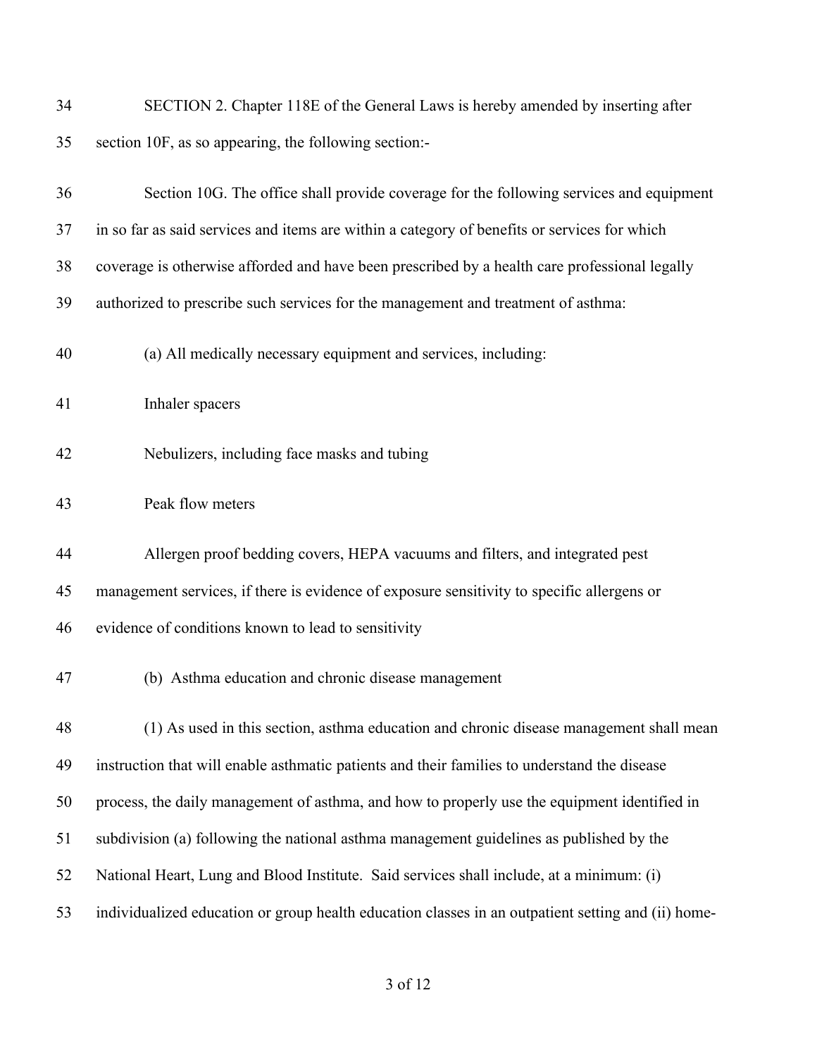SECTION 2. Chapter 118E of the General Laws is hereby amended by inserting after section 10F, as so appearing, the following section:-

Section 10G. The office shall provide coverage for the following services and equipment in so far as said services and items are within a category of benefits or services for which coverage is otherwise afforded and have been prescribed by a health care professional legally authorized to prescribe such services for the management and treatment of asthma:

(a) All medically necessary equipment and services, including:

Inhaler spacers

Nebulizers, including face masks and tubing

Peak flow meters

Allergen proof bedding covers, HEPA vacuums and filters, and integrated pest management services, if there is evidence of exposure sensitivity to specific allergens or evidence of conditions known to lead to sensitivity

(b) Asthma education and chronic disease management

(1) As used in this section, asthma education and chronic disease management shall mean instruction that will enable asthmatic patients and their families to understand the disease process, the daily management of asthma, and how to properly use the equipment identified in subdivision (a) following the national asthma management guidelines as published by the National Heart, Lung and Blood Institute. Said services shall include, at a minimum: (i) individualized education or group health education classes in an outpatient setting and (ii) home-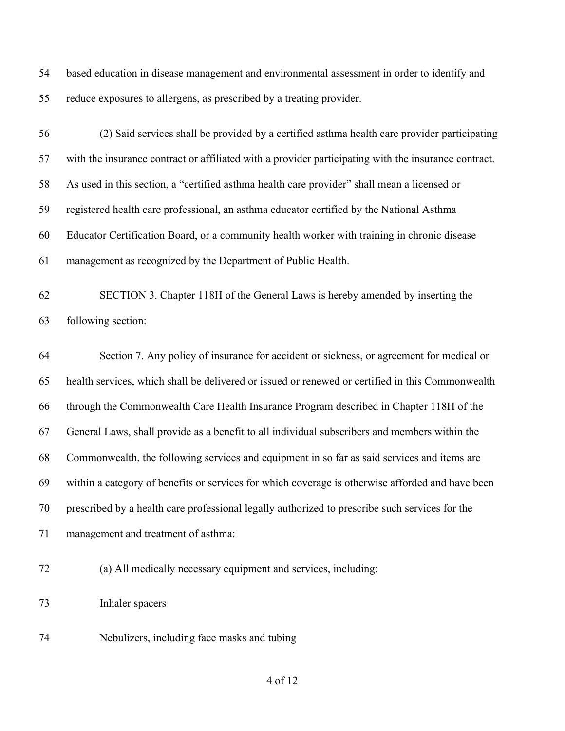based education in disease management and environmental assessment in order to identify and reduce exposures to allergens, as prescribed by a treating provider.

(2) Said services shall be provided by a certified asthma health care provider participating with the insurance contract or affiliated with a provider participating with the insurance contract. As used in this section, a "certified asthma health care provider" shall mean a licensed or registered health care professional, an asthma educator certified by the National Asthma Educator Certification Board, or a community health worker with training in chronic disease management as recognized by the Department of Public Health.

SECTION 3. Chapter 118H of the General Laws is hereby amended by inserting the following section:

Section 7. Any policy of insurance for accident or sickness, or agreement for medical or health services, which shall be delivered or issued or renewed or certified in this Commonwealth through the Commonwealth Care Health Insurance Program described in Chapter 118H of the General Laws, shall provide as a benefit to all individual subscribers and members within the Commonwealth, the following services and equipment in so far as said services and items are within a category of benefits or services for which coverage is otherwise afforded and have been prescribed by a health care professional legally authorized to prescribe such services for the management and treatment of asthma:

(a) All medically necessary equipment and services, including:

Inhaler spacers

Nebulizers, including face masks and tubing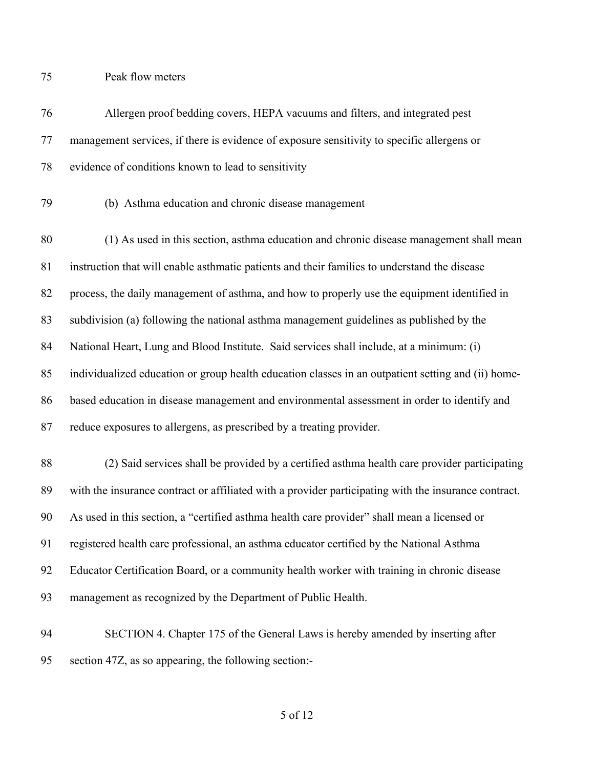Peak flow meters

Allergen proof bedding covers, HEPA vacuums and filters, and integrated pest management services, if there is evidence of exposure sensitivity to specific allergens or evidence of conditions known to lead to sensitivity

(b) Asthma education and chronic disease management

(1) As used in this section, asthma education and chronic disease management shall mean instruction that will enable asthmatic patients and their families to understand the disease process, the daily management of asthma, and how to properly use the equipment identified in subdivision (a) following the national asthma management guidelines as published by the National Heart, Lung and Blood Institute. Said services shall include, at a minimum: (i) individualized education or group health education classes in an outpatient setting and (ii) home-based education in disease management and environmental assessment in order to identify and reduce exposures to allergens, as prescribed by a treating provider.

(2) Said services shall be provided by a certified asthma health care provider participating with the insurance contract or affiliated with a provider participating with the insurance contract. As used in this section, a "certified asthma health care provider" shall mean a licensed or registered health care professional, an asthma educator certified by the National Asthma Educator Certification Board, or a community health worker with training in chronic disease management as recognized by the Department of Public Health.

SECTION 4. Chapter 175 of the General Laws is hereby amended by inserting after section 47Z, as so appearing, the following section:-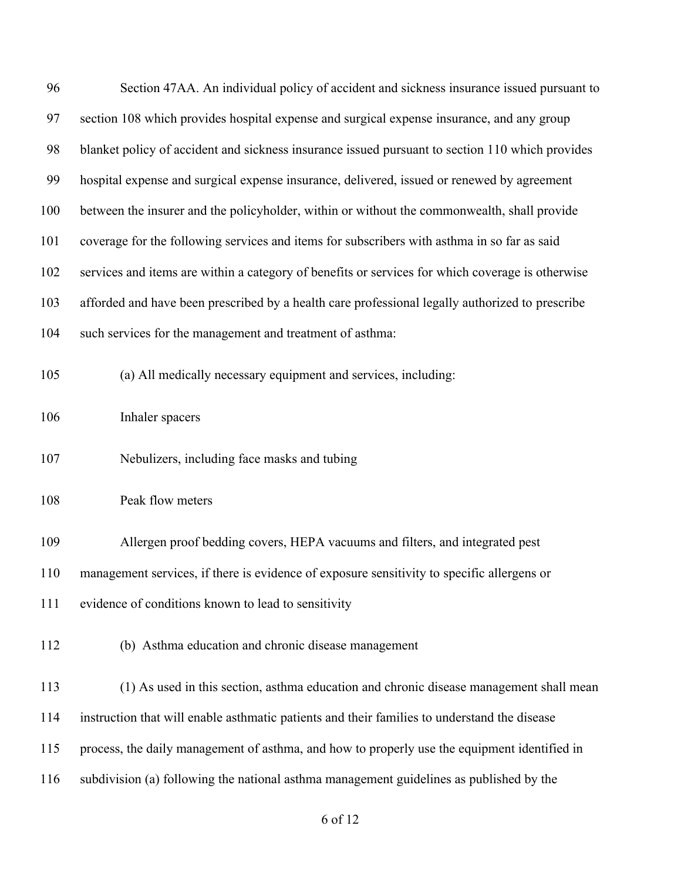Section 47AA. An individual policy of accident and sickness insurance issued pursuant to section 108 which provides hospital expense and surgical expense insurance, and any group blanket policy of accident and sickness insurance issued pursuant to section 110 which provides hospital expense and surgical expense insurance, delivered, issued or renewed by agreement between the insurer and the policyholder, within or without the commonwealth, shall provide coverage for the following services and items for subscribers with asthma in so far as said services and items are within a category of benefits or services for which coverage is otherwise afforded and have been prescribed by a health care professional legally authorized to prescribe such services for the management and treatment of asthma:

(a) All medically necessary equipment and services, including:

Inhaler spacers

Nebulizers, including face masks and tubing

Peak flow meters

Allergen proof bedding covers, HEPA vacuums and filters, and integrated pest management services, if there is evidence of exposure sensitivity to specific allergens or evidence of conditions known to lead to sensitivity

(b) Asthma education and chronic disease management

(1) As used in this section, asthma education and chronic disease management shall mean instruction that will enable asthmatic patients and their families to understand the disease process, the daily management of asthma, and how to properly use the equipment identified in subdivision (a) following the national asthma management guidelines as published by the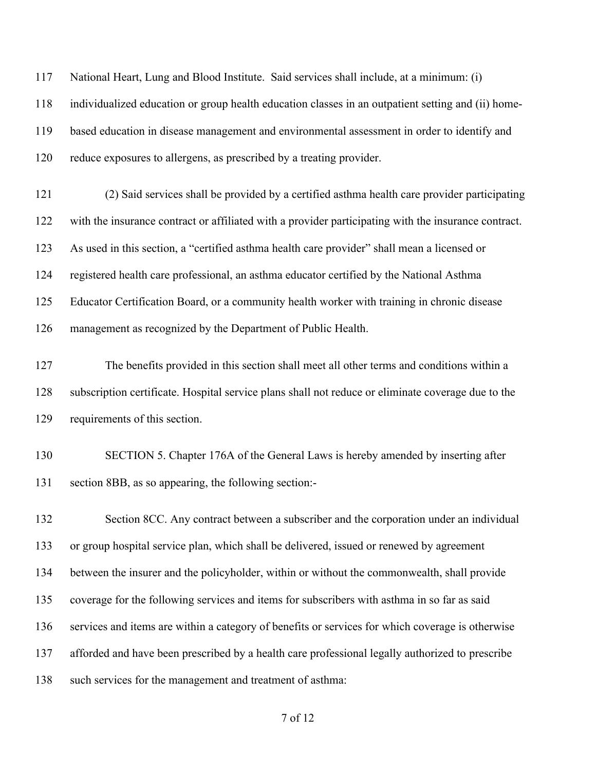National Heart, Lung and Blood Institute. Said services shall include, at a minimum: (i) individualized education or group health education classes in an outpatient setting and (ii) home-based education in disease management and environmental assessment in order to identify and reduce exposures to allergens, as prescribed by a treating provider.

(2) Said services shall be provided by a certified asthma health care provider participating with the insurance contract or affiliated with a provider participating with the insurance contract. As used in this section, a "certified asthma health care provider" shall mean a licensed or registered health care professional, an asthma educator certified by the National Asthma Educator Certification Board, or a community health worker with training in chronic disease management as recognized by the Department of Public Health.

The benefits provided in this section shall meet all other terms and conditions within a subscription certificate. Hospital service plans shall not reduce or eliminate coverage due to the requirements of this section.

SECTION 5. Chapter 176A of the General Laws is hereby amended by inserting after section 8BB, as so appearing, the following section:-

Section 8CC. Any contract between a subscriber and the corporation under an individual or group hospital service plan, which shall be delivered, issued or renewed by agreement between the insurer and the policyholder, within or without the commonwealth, shall provide coverage for the following services and items for subscribers with asthma in so far as said services and items are within a category of benefits or services for which coverage is otherwise afforded and have been prescribed by a health care professional legally authorized to prescribe such services for the management and treatment of asthma: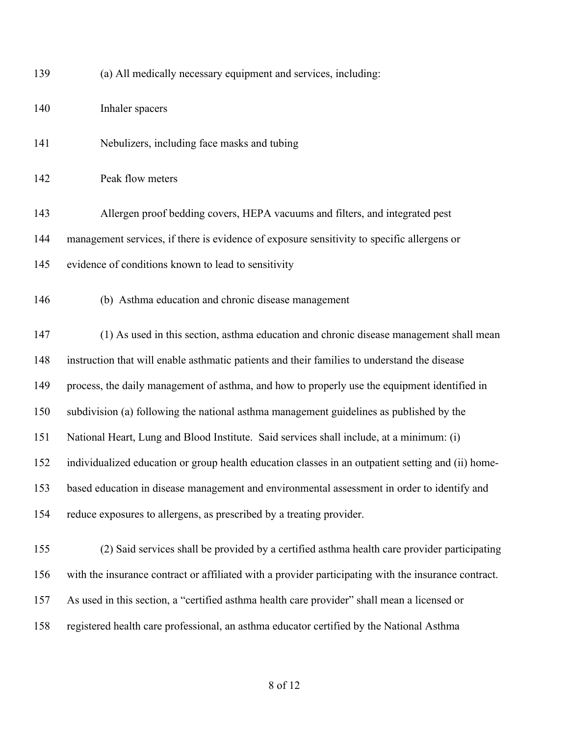139 (a) All medically necessary equipment and services, including:

140 Inhaler spacers

141 Nebulizers, including face masks and tubing

142 Peak flow meters

143 Allergen proof bedding covers, HEPA vacuums and filters, and integrated pest
144 management services, if there is evidence of exposure sensitivity to specific allergens or
145 evidence of conditions known to lead to sensitivity

146 (b) Asthma education and chronic disease management

147 (1) As used in this section, asthma education and chronic disease management shall mean
148 instruction that will enable asthmatic patients and their families to understand the disease
149 process, the daily management of asthma, and how to properly use the equipment identified in
150 subdivision (a) following the national asthma management guidelines as published by the
151 National Heart, Lung and Blood Institute. Said services shall include, at a minimum: (i)
152 individualized education or group health education classes in an outpatient setting and (ii) home-
153 based education in disease management and environmental assessment in order to identify and
154 reduce exposures to allergens, as prescribed by a treating provider.

155 (2) Said services shall be provided by a certified asthma health care provider participating
156 with the insurance contract or affiliated with a provider participating with the insurance contract.
157 As used in this section, a "certified asthma health care provider" shall mean a licensed or
158 registered health care professional, an asthma educator certified by the National Asthma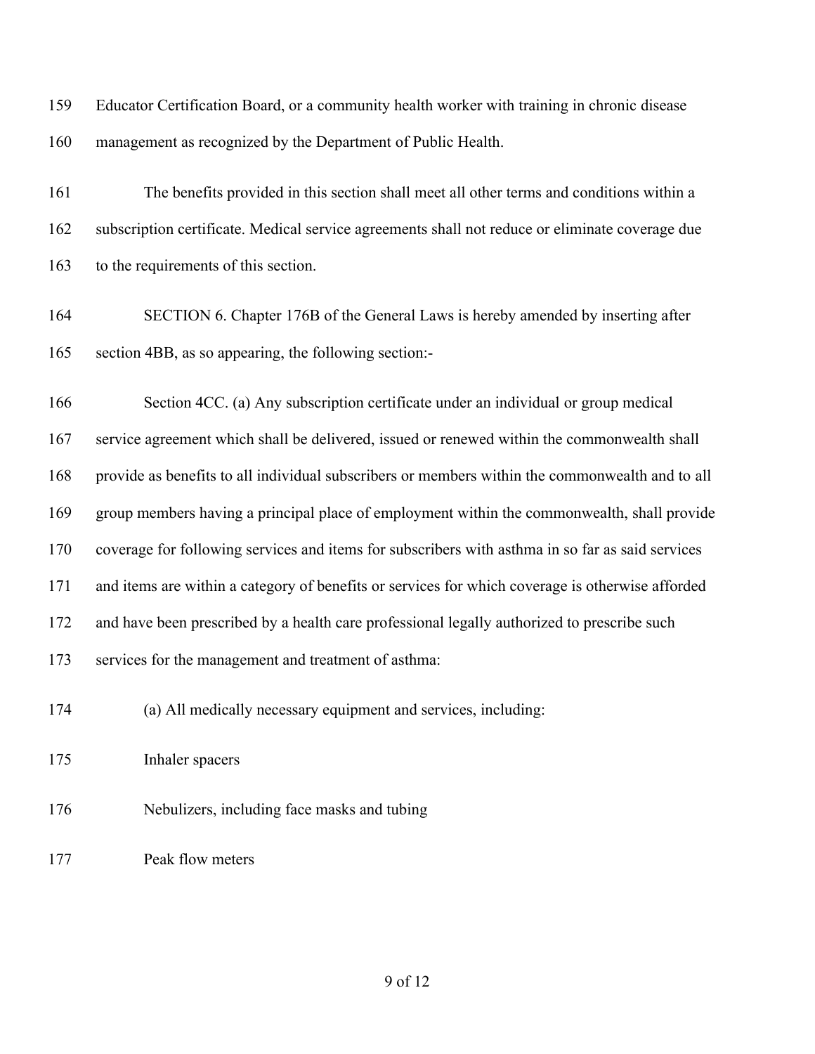159 Educator Certification Board, or a community health worker with training in chronic disease

160 management as recognized by the Department of Public Health.

161 The benefits provided in this section shall meet all other terms and conditions within a

162 subscription certificate. Medical service agreements shall not reduce or eliminate coverage due

163 to the requirements of this section.

164 SECTION 6. Chapter 176B of the General Laws is hereby amended by inserting after

165 section 4BB, as so appearing, the following section:-

166 Section 4CC. (a) Any subscription certificate under an individual or group medical

167 service agreement which shall be delivered, issued or renewed within the commonwealth shall

168 provide as benefits to all individual subscribers or members within the commonwealth and to all

169 group members having a principal place of employment within the commonwealth, shall provide

170 coverage for following services and items for subscribers with asthma in so far as said services

171 and items are within a category of benefits or services for which coverage is otherwise afforded

172 and have been prescribed by a health care professional legally authorized to prescribe such

173 services for the management and treatment of asthma:

174 (a) All medically necessary equipment and services, including:

175 Inhaler spacers

176 Nebulizers, including face masks and tubing

177 Peak flow meters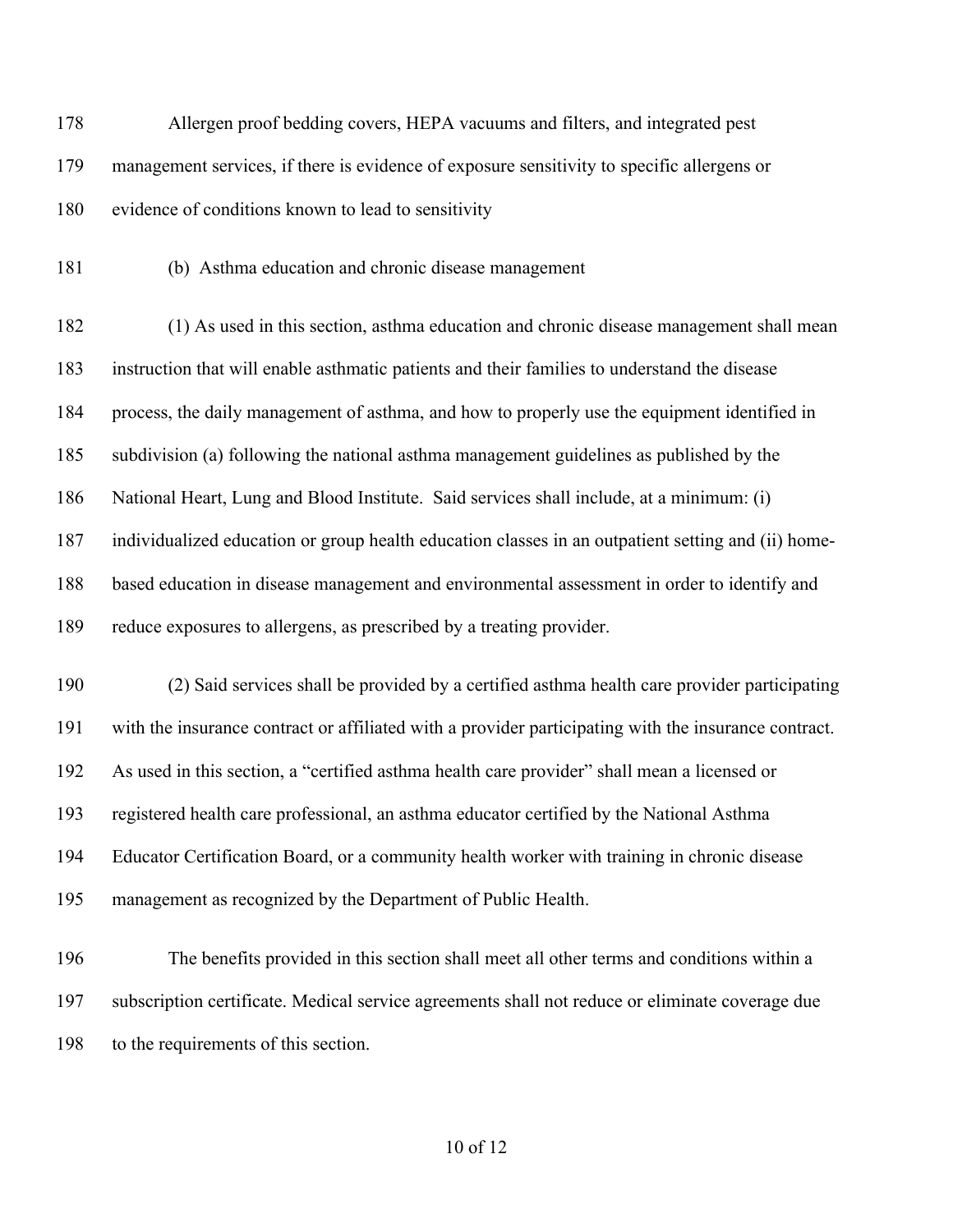Allergen proof bedding covers, HEPA vacuums and filters, and integrated pest management services, if there is evidence of exposure sensitivity to specific allergens or evidence of conditions known to lead to sensitivity

(b) Asthma education and chronic disease management

(1) As used in this section, asthma education and chronic disease management shall mean instruction that will enable asthmatic patients and their families to understand the disease process, the daily management of asthma, and how to properly use the equipment identified in subdivision (a) following the national asthma management guidelines as published by the National Heart, Lung and Blood Institute. Said services shall include, at a minimum: (i) individualized education or group health education classes in an outpatient setting and (ii) home-based education in disease management and environmental assessment in order to identify and reduce exposures to allergens, as prescribed by a treating provider.

(2) Said services shall be provided by a certified asthma health care provider participating with the insurance contract or affiliated with a provider participating with the insurance contract. As used in this section, a "certified asthma health care provider" shall mean a licensed or registered health care professional, an asthma educator certified by the National Asthma Educator Certification Board, or a community health worker with training in chronic disease management as recognized by the Department of Public Health.

The benefits provided in this section shall meet all other terms and conditions within a subscription certificate. Medical service agreements shall not reduce or eliminate coverage due to the requirements of this section.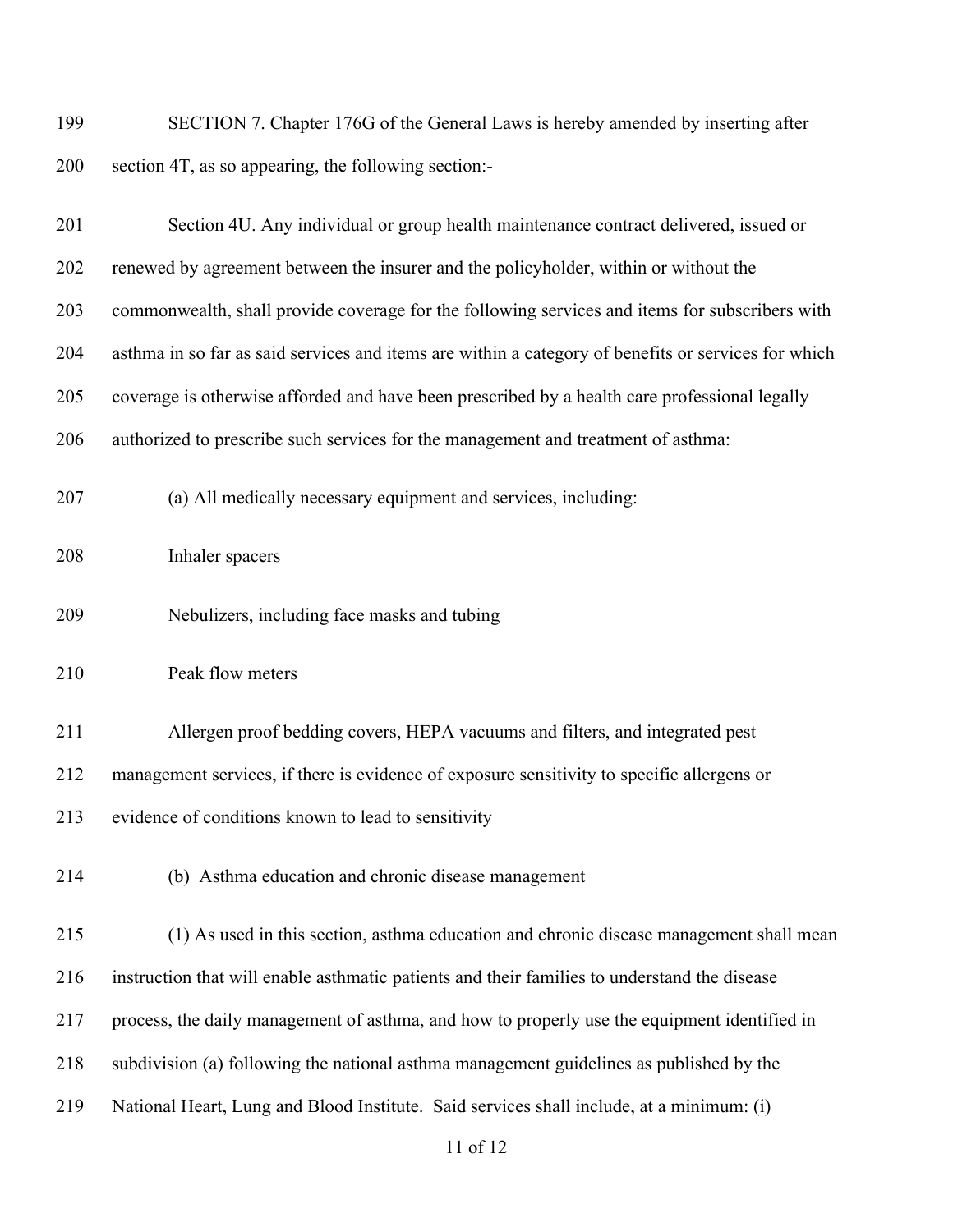SECTION 7. Chapter 176G of the General Laws is hereby amended by inserting after section 4T, as so appearing, the following section:-

Section 4U. Any individual or group health maintenance contract delivered, issued or renewed by agreement between the insurer and the policyholder, within or without the commonwealth, shall provide coverage for the following services and items for subscribers with asthma in so far as said services and items are within a category of benefits or services for which coverage is otherwise afforded and have been prescribed by a health care professional legally authorized to prescribe such services for the management and treatment of asthma:

(a) All medically necessary equipment and services, including:

Inhaler spacers

Nebulizers, including face masks and tubing

Peak flow meters

Allergen proof bedding covers, HEPA vacuums and filters, and integrated pest management services, if there is evidence of exposure sensitivity to specific allergens or evidence of conditions known to lead to sensitivity

(b) Asthma education and chronic disease management

(1) As used in this section, asthma education and chronic disease management shall mean instruction that will enable asthmatic patients and their families to understand the disease process, the daily management of asthma, and how to properly use the equipment identified in subdivision (a) following the national asthma management guidelines as published by the National Heart, Lung and Blood Institute. Said services shall include, at a minimum: (i)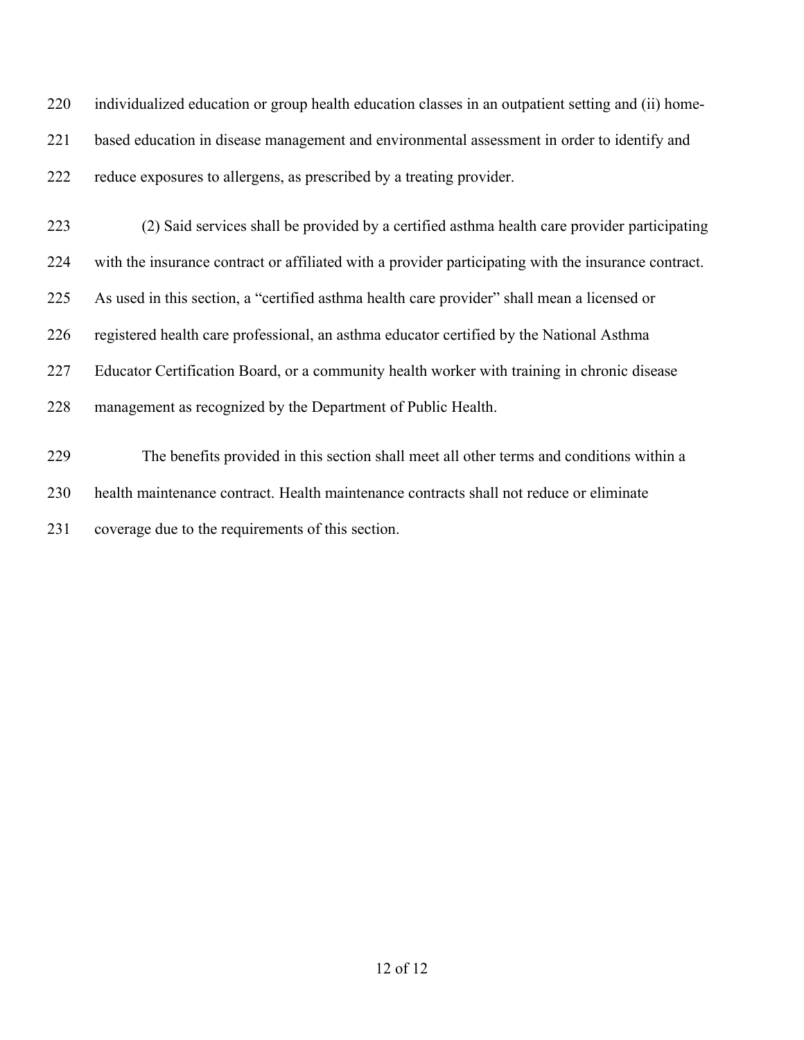individualized education or group health education classes in an outpatient setting and (ii) home-based education in disease management and environmental assessment in order to identify and reduce exposures to allergens, as prescribed by a treating provider.

(2) Said services shall be provided by a certified asthma health care provider participating with the insurance contract or affiliated with a provider participating with the insurance contract. As used in this section, a "certified asthma health care provider" shall mean a licensed or registered health care professional, an asthma educator certified by the National Asthma Educator Certification Board, or a community health worker with training in chronic disease management as recognized by the Department of Public Health.

The benefits provided in this section shall meet all other terms and conditions within a health maintenance contract. Health maintenance contracts shall not reduce or eliminate coverage due to the requirements of this section.